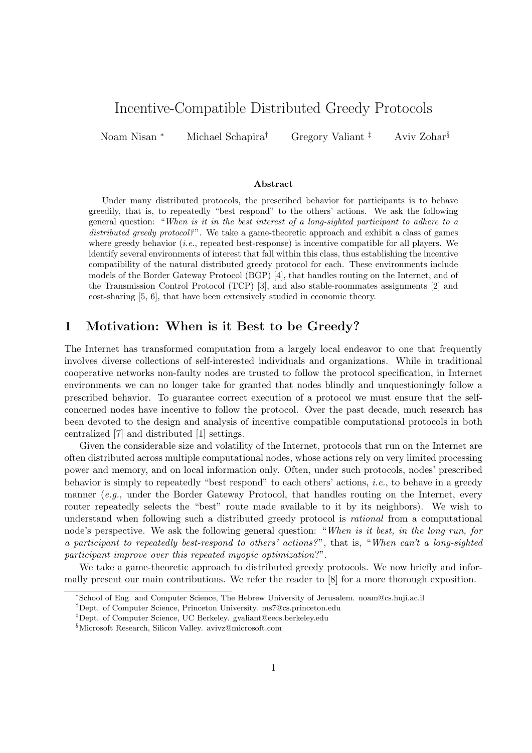# Incentive-Compatible Distributed Greedy Protocols

Noam Nisan [*] Michael Schapira [†] Gregory Valiant [‡] Aviv Zohar [§]

### Abstract

Under many distributed protocols, the prescribed behavior for participants is to behave greedily, that is, to repeatedly "best respond" to the others' actions. We ask the following general question: "*When is it in the best interest of a long-sighted participant to adhere to a distributed greedy protocol?*". We take a game-theoretic approach and exhibit a class of games where greedy behavior (*i.e.*, repeated best-response) is incentive compatible for all players. We identify several environments of interest that fall within this class, thus establishing the incentive compatibility of the natural distributed greedy protocol for each. These environments include models of the Border Gateway Protocol (BGP) [4], that handles routing on the Internet, and of the Transmission Control Protocol (TCP) [3], and also stable-roommates assignments [2] and cost-sharing [5, 6], that have been extensively studied in economic theory.

## 1 Motivation: When is it Best to be Greedy?

The Internet has transformed computation from a largely local endeavor to one that frequently involves diverse collections of self-interested individuals and organizations. While in traditional cooperative networks non-faulty nodes are trusted to follow the protocol specification, in Internet environments we can no longer take for granted that nodes blindly and unquestioningly follow a prescribed behavior. To guarantee correct execution of a protocol we must ensure that the self-concerned nodes have incentive to follow the protocol. Over the past decade, much research has been devoted to the design and analysis of incentive compatible computational protocols in both centralized [7] and distributed [1] settings.

Given the considerable size and volatility of the Internet, protocols that run on the Internet are often distributed across multiple computational nodes, whose actions rely on very limited processing power and memory, and on local information only. Often, under such protocols, nodes' prescribed behavior is simply to repeatedly "best respond" to each others' actions, *i.e.*, to behave in a greedy manner (*e.g.*, under the Border Gateway Protocol, that handles routing on the Internet, every router repeatedly selects the "best" route made available to it by its neighbors). We wish to understand when following such a distributed greedy protocol is *rational* from a computational node's perspective. We ask the following general question: "*When is it best, in the long run, for a participant to repeatedly best-respond to others' actions?*", that is, "*When can't a long-sighted participant improve over this repeated myopic optimization*?".

We take a game-theoretic approach to distributed greedy protocols. We now briefly and informally present our main contributions. We refer the reader to [8] for a more thorough exposition.

---

[*] School of Eng. and Computer Science, The Hebrew University of Jerusalem. noam@cs.huji.ac.il

[†] Dept. of Computer Science, Princeton University. ms7@cs.princeton.edu

[‡] Dept. of Computer Science, UC Berkeley. gvaliant@eecs.berkeley.edu

[§] Microsoft Research, Silicon Valley. avivz@microsoft.com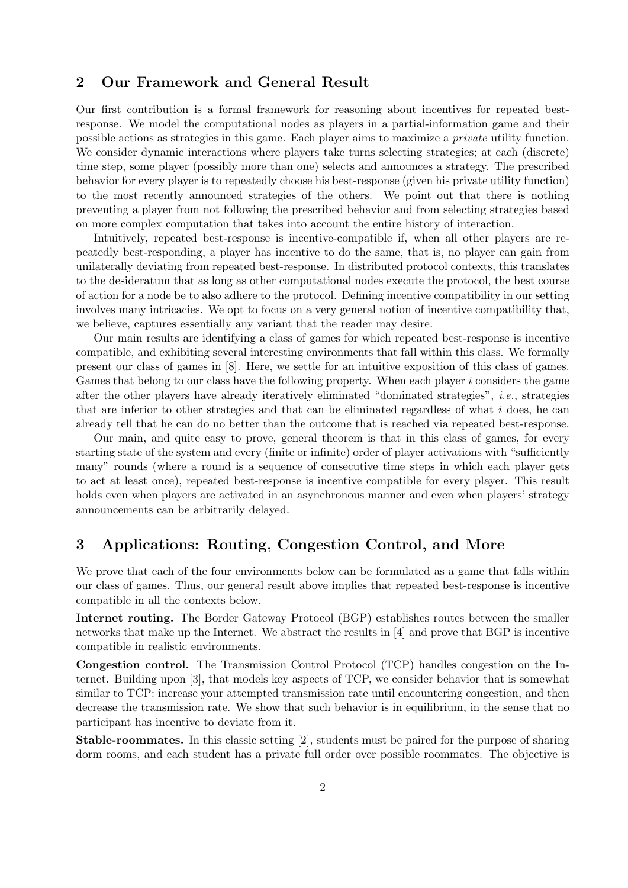## 2 Our Framework and General Result

Our first contribution is a formal framework for reasoning about incentives for repeated best-response. We model the computational nodes as players in a partial-information game and their possible actions as strategies in this game. Each player aims to maximize a *private* utility function. We consider dynamic interactions where players take turns selecting strategies; at each (discrete) time step, some player (possibly more than one) selects and announces a strategy. The prescribed behavior for every player is to repeatedly choose his best-response (given his private utility function) to the most recently announced strategies of the others. We point out that there is nothing preventing a player from not following the prescribed behavior and from selecting strategies based on more complex computation that takes into account the entire history of interaction.

Intuitively, repeated best-response is incentive-compatible if, when all other players are repeatedly best-responding, a player has incentive to do the same, that is, no player can gain from unilaterally deviating from repeated best-response. In distributed protocol contexts, this translates to the desideratum that as long as other computational nodes execute the protocol, the best course of action for a node be to also adhere to the protocol. Defining incentive compatibility in our setting involves many intricacies. We opt to focus on a very general notion of incentive compatibility that, we believe, captures essentially any variant that the reader may desire.

Our main results are identifying a class of games for which repeated best-response is incentive compatible, and exhibiting several interesting environments that fall within this class. We formally present our class of games in [8]. Here, we settle for an intuitive exposition of this class of games. Games that belong to our class have the following property. When each player $i$ considers the game after the other players have already iteratively eliminated "dominated strategies", *i.e.*, strategies that are inferior to other strategies and that can be eliminated regardless of what $i$ does, he can already tell that he can do no better than the outcome that is reached via repeated best-response.

Our main, and quite easy to prove, general theorem is that in this class of games, for every starting state of the system and every (finite or infinite) order of player activations with "sufficiently many" rounds (where a round is a sequence of consecutive time steps in which each player gets to act at least once), repeated best-response is incentive compatible for every player. This result holds even when players are activated in an asynchronous manner and even when players' strategy announcements can be arbitrarily delayed.

## 3 Applications: Routing, Congestion Control, and More

We prove that each of the four environments below can be formulated as a game that falls within our class of games. Thus, our general result above implies that repeated best-response is incentive compatible in all the contexts below.

**Internet routing.** The Border Gateway Protocol (BGP) establishes routes between the smaller networks that make up the Internet. We abstract the results in [4] and prove that BGP is incentive compatible in realistic environments.

**Congestion control.** The Transmission Control Protocol (TCP) handles congestion on the Internet. Building upon [3], that models key aspects of TCP, we consider behavior that is somewhat similar to TCP: increase your attempted transmission rate until encountering congestion, and then decrease the transmission rate. We show that such behavior is in equilibrium, in the sense that no participant has incentive to deviate from it.

**Stable-roommates.** In this classic setting [2], students must be paired for the purpose of sharing dorm rooms, and each student has a private full order over possible roommates. The objective is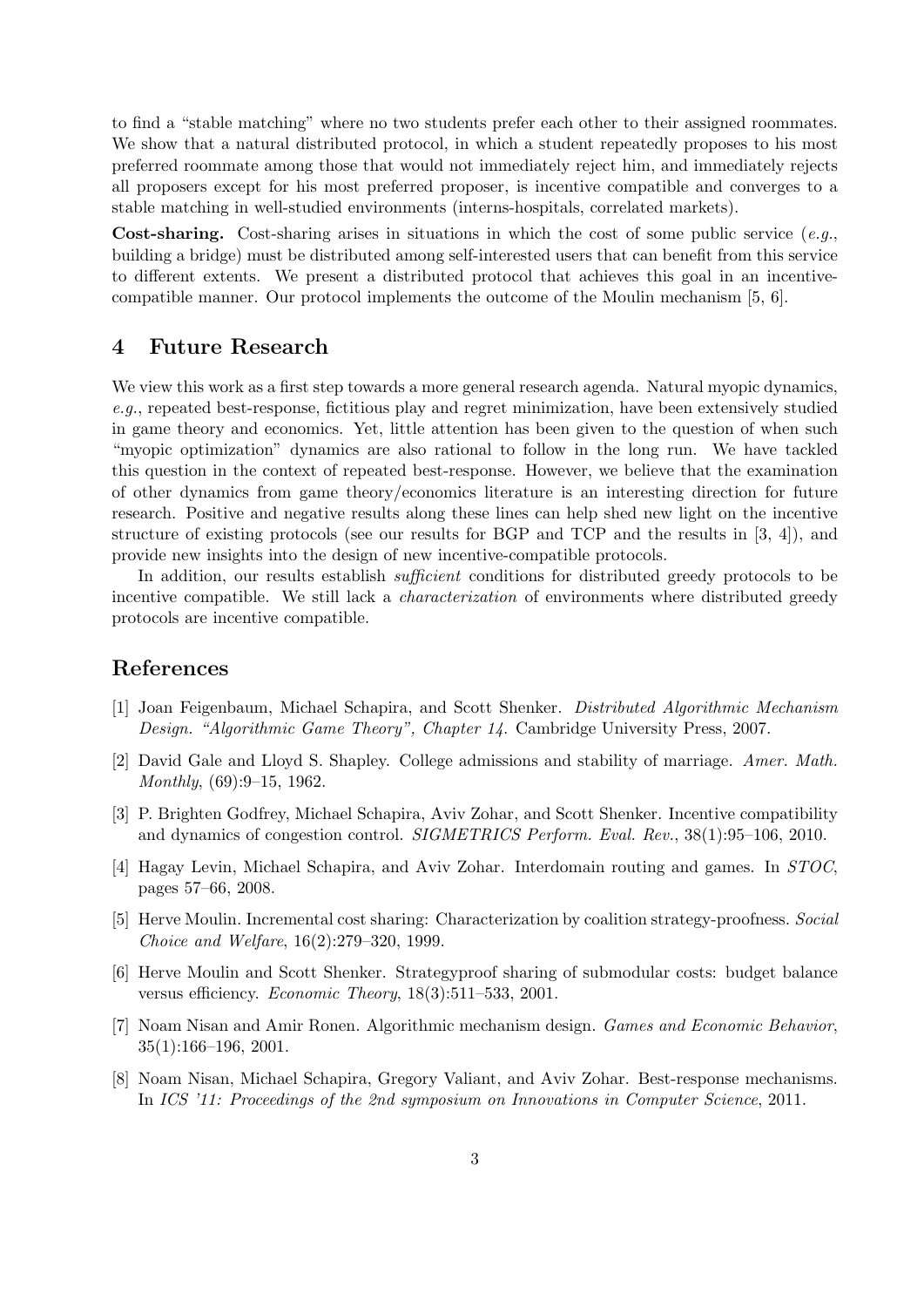to find a "stable matching" where no two students prefer each other to their assigned roommates. We show that a natural distributed protocol, in which a student repeatedly proposes to his most preferred roommate among those that would not immediately reject him, and immediately rejects all proposers except for his most preferred proposer, is incentive compatible and converges to a stable matching in well-studied environments (interns-hospitals, correlated markets).

**Cost-sharing.** Cost-sharing arises in situations in which the cost of some public service (*e.g.*, building a bridge) must be distributed among self-interested users that can benefit from this service to different extents. We present a distributed protocol that achieves this goal in an incentive-compatible manner. Our protocol implements the outcome of the Moulin mechanism [5, 6].

## 4 Future Research

We view this work as a first step towards a more general research agenda. Natural myopic dynamics, *e.g.*, repeated best-response, fictitious play and regret minimization, have been extensively studied in game theory and economics. Yet, little attention has been given to the question of when such "myopic optimization" dynamics are also rational to follow in the long run. We have tackled this question in the context of repeated best-response. However, we believe that the examination of other dynamics from game theory/economics literature is an interesting direction for future research. Positive and negative results along these lines can help shed new light on the incentive structure of existing protocols (see our results for BGP and TCP and the results in [3, 4]), and provide new insights into the design of new incentive-compatible protocols.

In addition, our results establish *sufficient* conditions for distributed greedy protocols to be incentive compatible. We still lack a *characterization* of environments where distributed greedy protocols are incentive compatible.

## References

[1] Joan Feigenbaum, Michael Schapira, and Scott Shenker. *Distributed Algorithmic Mechanism Design. "Algorithmic Game Theory", Chapter 14.* Cambridge University Press, 2007.

[2] David Gale and Lloyd S. Shapley. College admissions and stability of marriage. *Amer. Math. Monthly*, (69):9–15, 1962.

[3] P. Brighten Godfrey, Michael Schapira, Aviv Zohar, and Scott Shenker. Incentive compatibility and dynamics of congestion control. *SIGMETRICS Perform. Eval. Rev.*, 38(1):95–106, 2010.

[4] Hagay Levin, Michael Schapira, and Aviv Zohar. Interdomain routing and games. In *STOC*, pages 57–66, 2008.

[5] Herve Moulin. Incremental cost sharing: Characterization by coalition strategy-proofness. *Social Choice and Welfare*, 16(2):279–320, 1999.

[6] Herve Moulin and Scott Shenker. Strategyproof sharing of submodular costs: budget balance versus efficiency. *Economic Theory*, 18(3):511–533, 2001.

[7] Noam Nisan and Amir Ronen. Algorithmic mechanism design. *Games and Economic Behavior*, 35(1):166–196, 2001.

[8] Noam Nisan, Michael Schapira, Gregory Valiant, and Aviv Zohar. Best-response mechanisms. In *ICS '11: Proceedings of the 2nd symposium on Innovations in Computer Science*, 2011.